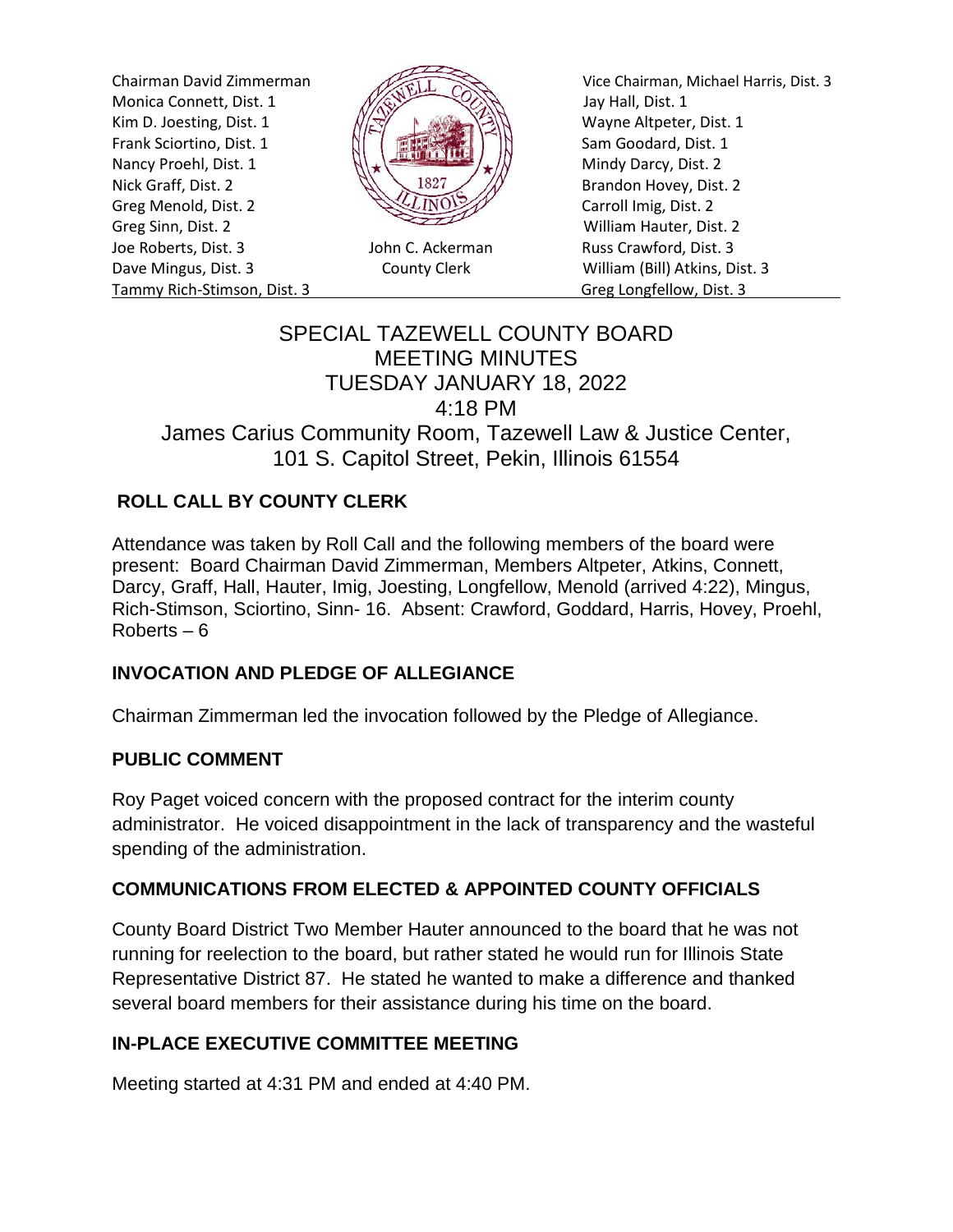Chairman David Zimmerman
Monica Connett, Dist. 1
Kim D. Joesting, Dist. 1
Frank Sciortino, Dist. 1
Nancy Proehl, Dist. 1
Nick Graff, Dist. 2
Greg Menold, Dist. 2
Greg Sinn, Dist. 2
Joe Roberts, Dist. 3
Dave Mingus, Dist. 3
Tammy Rich-Stimson, Dist. 3

John C. Ackerman
County Clerk

Vice Chairman, Michael Harris, Dist. 3
Jay Hall, Dist. 1
Wayne Altpeter, Dist. 1
Sam Goodard, Dist. 1
Mindy Darcy, Dist. 2
Brandon Hovey, Dist. 2
Carroll Imig, Dist. 2
William Hauter, Dist. 2
Russ Crawford, Dist. 3
William (Bill) Atkins, Dist. 3
Greg Longfellow, Dist. 3

# SPECIAL TAZEWELL COUNTY BOARD MEETING MINUTES
## TUESDAY JANUARY 18, 2022
## 4:18 PM
## James Carius Community Room, Tazewell Law & Justice Center, 101 S. Capitol Street, Pekin, Illinois 61554

### ROLL CALL BY COUNTY CLERK

Attendance was taken by Roll Call and the following members of the board were present: Board Chairman David Zimmerman, Members Altpeter, Atkins, Connett, Darcy, Graff, Hall, Hauter, Imig, Joesting, Longfellow, Menold (arrived 4:22), Mingus, Rich-Stimson, Sciortino, Sinn- 16. Absent: Crawford, Goddard, Harris, Hovey, Proehl, Roberts – 6

### INVOCATION AND PLEDGE OF ALLEGIANCE

Chairman Zimmerman led the invocation followed by the Pledge of Allegiance.

### PUBLIC COMMENT

Roy Paget voiced concern with the proposed contract for the interim county administrator. He voiced disappointment in the lack of transparency and the wasteful spending of the administration.

### COMMUNICATIONS FROM ELECTED & APPOINTED COUNTY OFFICIALS

County Board District Two Member Hauter announced to the board that he was not running for reelection to the board, but rather stated he would run for Illinois State Representative District 87. He stated he wanted to make a difference and thanked several board members for their assistance during his time on the board.

### IN-PLACE EXECUTIVE COMMITTEE MEETING

Meeting started at 4:31 PM and ended at 4:40 PM.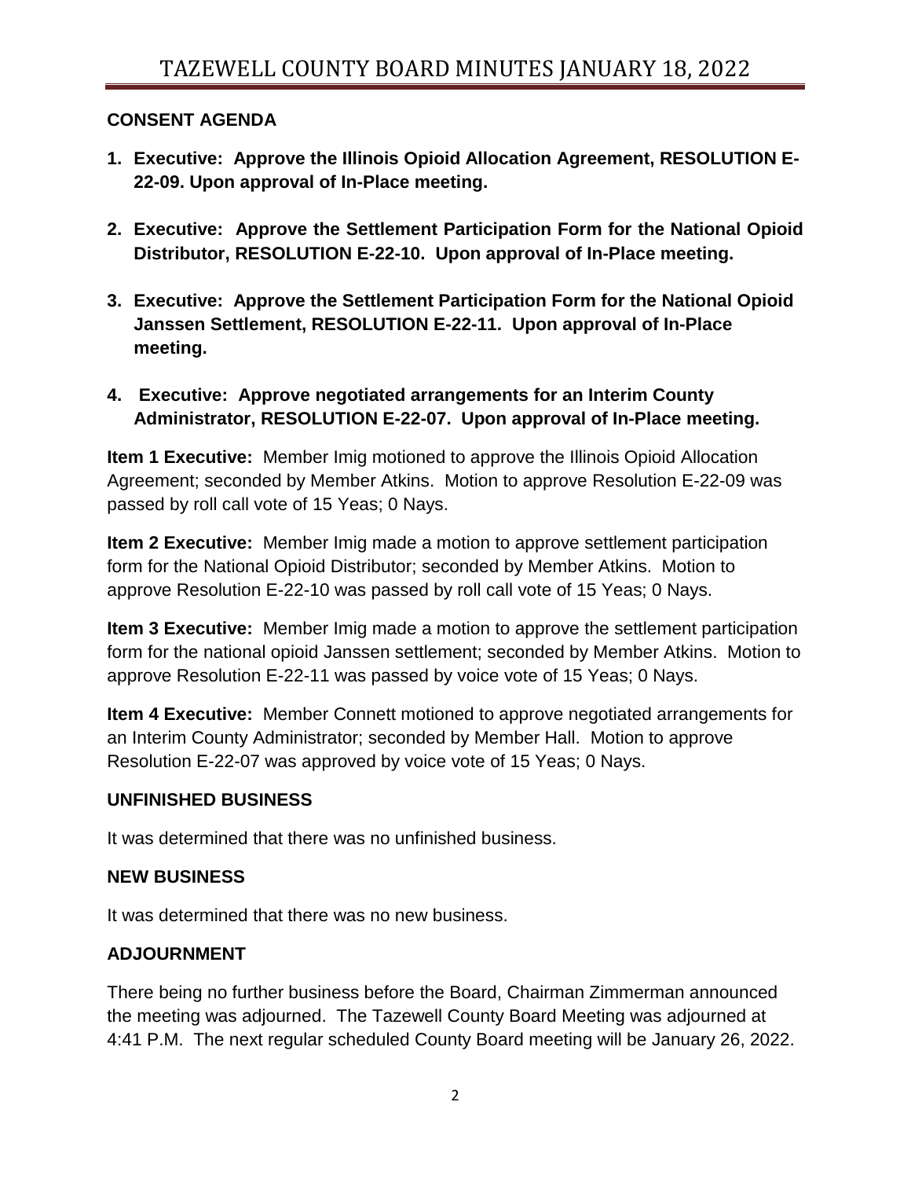**CONSENT AGENDA**

1. **Executive: Approve the Illinois Opioid Allocation Agreement, RESOLUTION E-22-09. Upon approval of In-Place meeting.**

2. **Executive: Approve the Settlement Participation Form for the National Opioid Distributor, RESOLUTION E-22-10. Upon approval of In-Place meeting.**

3. **Executive: Approve the Settlement Participation Form for the National Opioid Janssen Settlement, RESOLUTION E-22-11. Upon approval of In-Place meeting.**

4. **Executive: Approve negotiated arrangements for an Interim County Administrator, RESOLUTION E-22-07. Upon approval of In-Place meeting.**

**Item 1 Executive:** Member Imig motioned to approve the Illinois Opioid Allocation Agreement; seconded by Member Atkins. Motion to approve Resolution E-22-09 was passed by roll call vote of 15 Yeas; 0 Nays.

**Item 2 Executive:** Member Imig made a motion to approve settlement participation form for the National Opioid Distributor; seconded by Member Atkins. Motion to approve Resolution E-22-10 was passed by roll call vote of 15 Yeas; 0 Nays.

**Item 3 Executive:** Member Imig made a motion to approve the settlement participation form for the national opioid Janssen settlement; seconded by Member Atkins. Motion to approve Resolution E-22-11 was passed by voice vote of 15 Yeas; 0 Nays.

**Item 4 Executive:** Member Connett motioned to approve negotiated arrangements for an Interim County Administrator; seconded by Member Hall. Motion to approve Resolution E-22-07 was approved by voice vote of 15 Yeas; 0 Nays.

**UNFINISHED BUSINESS**

It was determined that there was no unfinished business.

**NEW BUSINESS**

It was determined that there was no new business.

**ADJOURNMENT**

There being no further business before the Board, Chairman Zimmerman announced the meeting was adjourned. The Tazewell County Board Meeting was adjourned at 4:41 P.M. The next regular scheduled County Board meeting will be January 26, 2022.